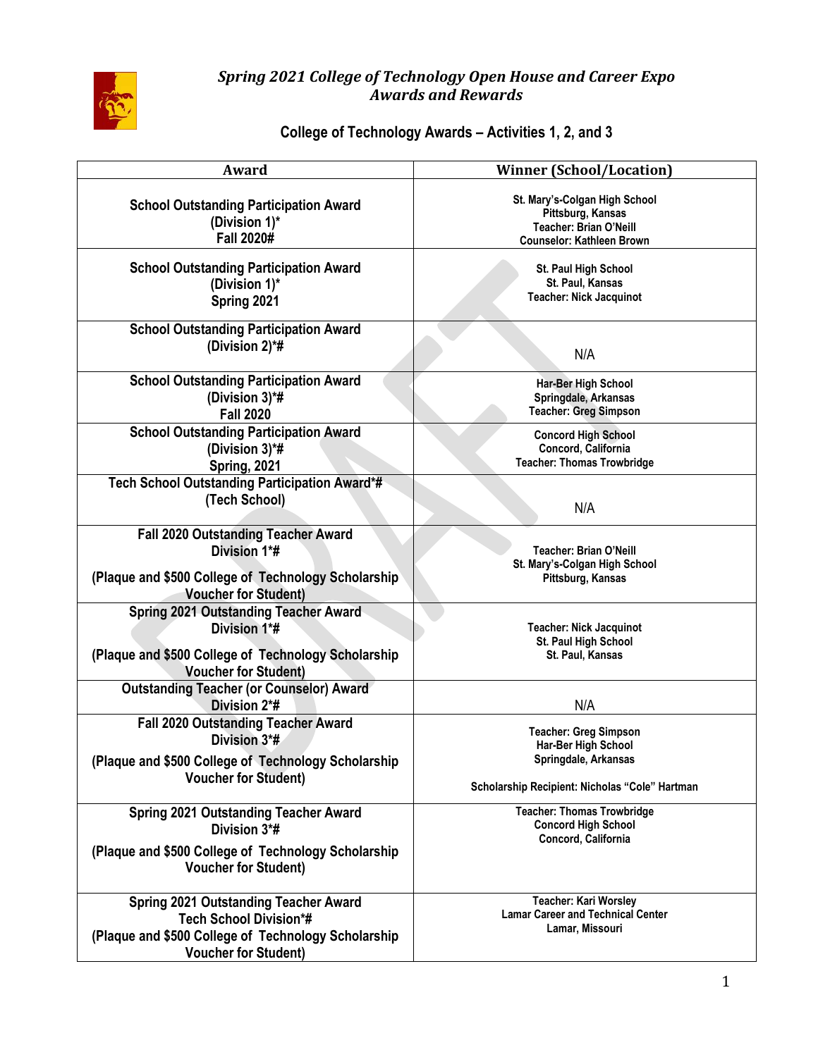# *Spring 2021 College of Technology Open House and Career Expo Awards and Rewards*

## College of Technology Awards – Activities 1, 2, and 3

| Award | Winner (School/Location) |
|---|---|
| **School Outstanding Participation Award (Division 1)* Fall 2020#** | **St. Mary's-Colgan High School Pittsburg, Kansas Teacher: Brian O'Neill Counselor: Kathleen Brown** |
| **School Outstanding Participation Award (Division 1)* Spring 2021** | **St. Paul High School St. Paul, Kansas Teacher: Nick Jacquinot** |
| **School Outstanding Participation Award (Division 2)*#** | N/A |
| **School Outstanding Participation Award (Division 3)*# Fall 2020** | **Har-Ber High School Springdale, Arkansas Teacher: Greg Simpson** |
| **School Outstanding Participation Award (Division 3)*# Spring, 2021** | **Concord High School Concord, California Teacher: Thomas Trowbridge** |
| **Tech School Outstanding Participation Award*# (Tech School)** | N/A |
| **Fall 2020 Outstanding Teacher Award Division 1*# (Plaque and $500 College of Technology Scholarship Voucher for Student)** | **Teacher: Brian O'Neill St. Mary's-Colgan High School Pittsburg, Kansas** |
| **Spring 2021 Outstanding Teacher Award Division 1*# (Plaque and $500 College of Technology Scholarship Voucher for Student)** | **Teacher: Nick Jacquinot St. Paul High School St. Paul, Kansas** |
| **Outstanding Teacher (or Counselor) Award Division 2*#** | N/A |
| **Fall 2020 Outstanding Teacher Award Division 3*# (Plaque and $500 College of Technology Scholarship Voucher for Student)** | **Teacher: Greg Simpson Har-Ber High School Springdale, Arkansas Scholarship Recipient: Nicholas "Cole" Hartman** |
| **Spring 2021 Outstanding Teacher Award Division 3*# (Plaque and $500 College of Technology Scholarship Voucher for Student)** | **Teacher: Thomas Trowbridge Concord High School Concord, California** |
| **Spring 2021 Outstanding Teacher Award Tech School Division*# (Plaque and $500 College of Technology Scholarship Voucher for Student)** | **Teacher: Kari Worsley Lamar Career and Technical Center Lamar, Missouri** |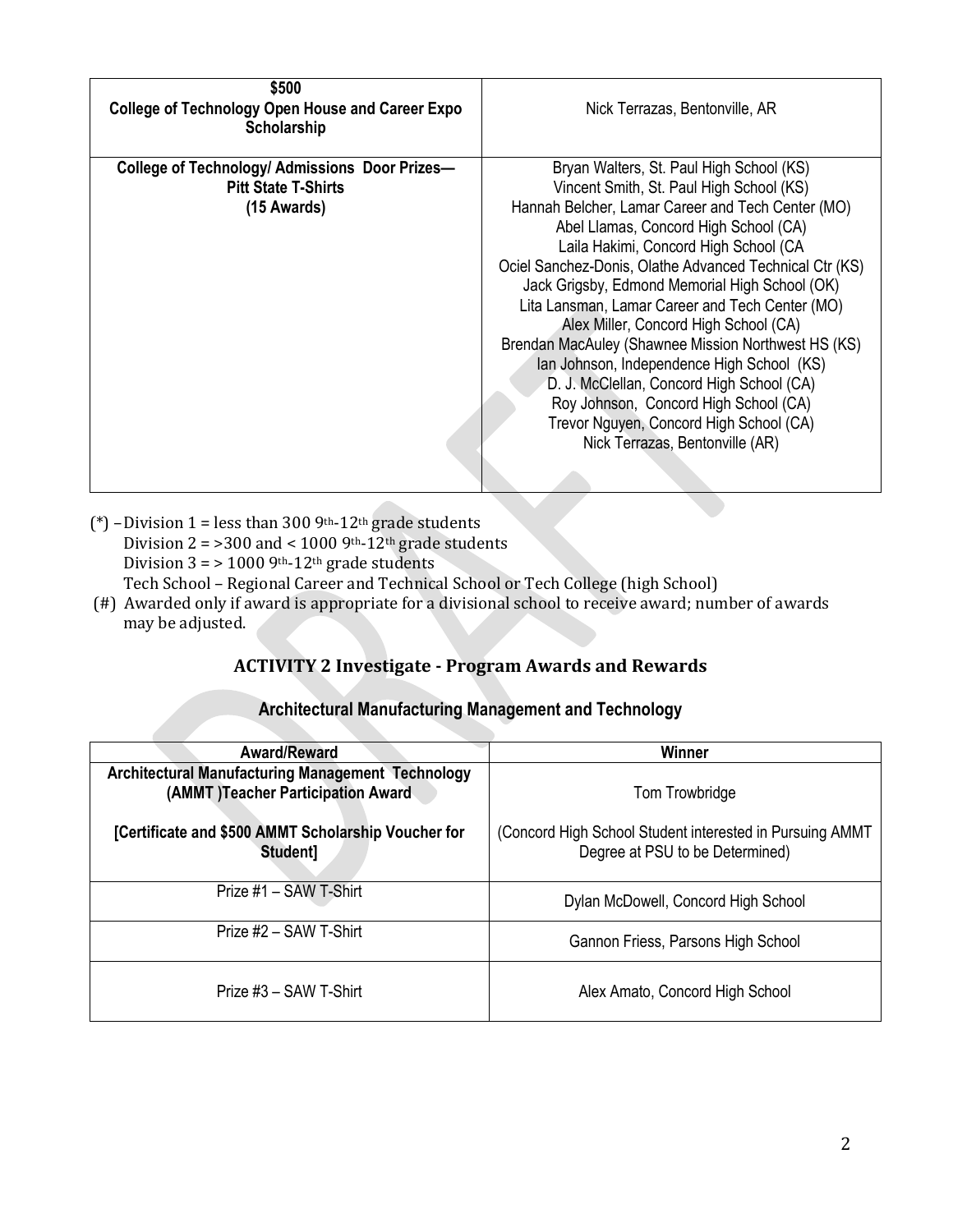| **$500 College of Technology Open House and Career Expo Scholarship** | Nick Terrazas, Bentonville, AR |
|---|---|
| **College of Technology/ Admissions Door Prizes— Pitt State T-Shirts (15 Awards)** | Bryan Walters, St. Paul High School (KS)<br>Vincent Smith, St. Paul High School (KS)<br>Hannah Belcher, Lamar Career and Tech Center (MO)<br>Abel Llamas, Concord High School (CA)<br>Laila Hakimi, Concord High School (CA<br>Ociel Sanchez-Donis, Olathe Advanced Technical Ctr (KS)<br>Jack Grigsby, Edmond Memorial High School (OK)<br>Lita Lansman, Lamar Career and Tech Center (MO)<br>Alex Miller, Concord High School (CA)<br>Brendan MacAuley (Shawnee Mission Northwest HS (KS)<br>Ian Johnson, Independence High School (KS)<br>D. J. McClellan, Concord High School (CA)<br>Roy Johnson, Concord High School (CA)<br>Trevor Nguyen, Concord High School (CA)<br>Nick Terrazas, Bentonville (AR) |

(*) – Division 1 = less than 300 9th-12th grade students
Division 2 = >300 and < 1000 9th-12th grade students
Division 3 = > 1000 9th-12th grade students
Tech School – Regional Career and Technical School or Tech College (high School)

(#) Awarded only if award is appropriate for a divisional school to receive award; number of awards may be adjusted.

## ACTIVITY 2 Investigate - Program Awards and Rewards

### Architectural Manufacturing Management and Technology

| Award/Reward | Winner |
|---|---|
| **Architectural Manufacturing Management Technology (AMMT )Teacher Participation Award**<br><br>**[Certificate and $500 AMMT Scholarship Voucher for Student]** | Tom Trowbridge<br><br>(Concord High School Student interested in Pursuing AMMT Degree at PSU to be Determined) |
| Prize #1 – SAW T-Shirt | Dylan McDowell, Concord High School |
| Prize #2 – SAW T-Shirt | Gannon Friess, Parsons High School |
| Prize #3 – SAW T-Shirt | Alex Amato, Concord High School |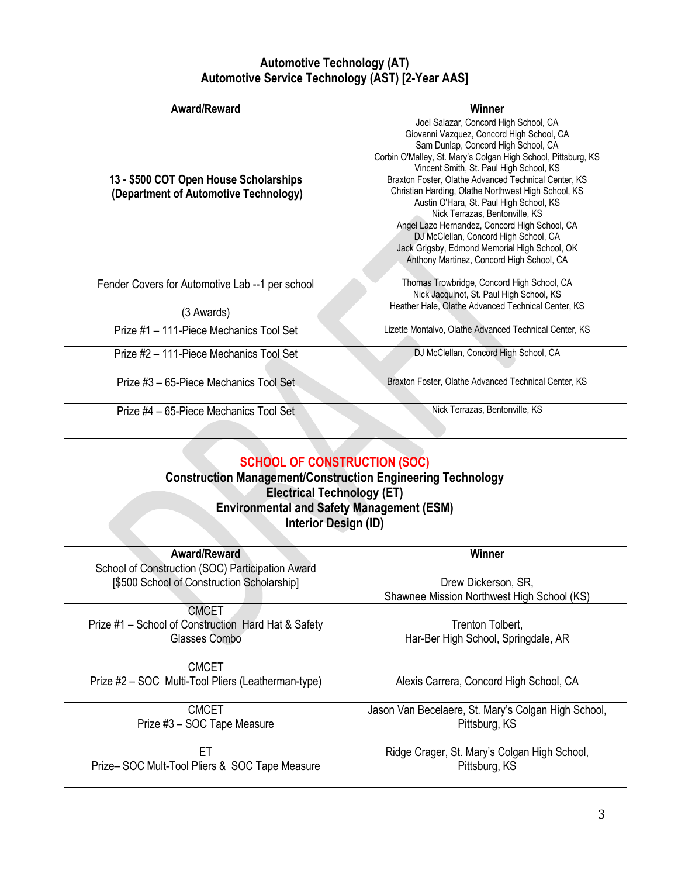## Automotive Technology (AT)
## Automotive Service Technology (AST) [2-Year AAS]

| Award/Reward | Winner |
|---|---|
| **13 - $500 COT Open House Scholarships (Department of Automotive Technology)** | Joel Salazar, Concord High School, CA<br>Giovanni Vazquez, Concord High School, CA<br>Sam Dunlap, Concord High School, CA<br>Corbin O'Malley, St. Mary's Colgan High School, Pittsburg, KS<br>Vincent Smith, St. Paul High School, KS<br>Braxton Foster, Olathe Advanced Technical Center, KS<br>Christian Harding, Olathe Northwest High School, KS<br>Austin O'Hara, St. Paul High School, KS<br>Nick Terrazas, Bentonville, KS<br>Angel Lazo Hernandez, Concord High School, CA<br>DJ McClellan, Concord High School, CA<br>Jack Grigsby, Edmond Memorial High School, OK<br>Anthony Martinez, Concord High School, CA |
| Fender Covers for Automotive Lab --1 per school<br><br>(3 Awards) | Thomas Trowbridge, Concord High School, CA<br>Nick Jacquinot, St. Paul High School, KS<br>Heather Hale, Olathe Advanced Technical Center, KS |
| Prize #1 – 111-Piece Mechanics Tool Set | Lizette Montalvo, Olathe Advanced Technical Center, KS |
| Prize #2 – 111-Piece Mechanics Tool Set | DJ McClellan, Concord High School, CA |
| Prize #3 – 65-Piece Mechanics Tool Set | Braxton Foster, Olathe Advanced Technical Center, KS |
| Prize #4 – 65-Piece Mechanics Tool Set | Nick Terrazas, Bentonville, KS |

## SCHOOL OF CONSTRUCTION (SOC)
### Construction Management/Construction Engineering Technology
### Electrical Technology (ET)
### Environmental and Safety Management (ESM)
### Interior Design (ID)

| Award/Reward | Winner |
|---|---|
| School of Construction (SOC) Participation Award<br>[$500 School of Construction Scholarship] | Drew Dickerson, SR,<br>Shawnee Mission Northwest High School (KS) |
| CMCET<br>Prize #1 – School of Construction Hard Hat & Safety Glasses Combo | Trenton Tolbert,<br>Har-Ber High School, Springdale, AR |
| CMCET<br>Prize #2 – SOC Multi-Tool Pliers (Leatherman-type) | Alexis Carrera, Concord High School, CA |
| CMCET<br>Prize #3 – SOC Tape Measure | Jason Van Becelaere, St. Mary's Colgan High School, Pittsburg, KS |
| ET<br>Prize– SOC Mult-Tool Pliers & SOC Tape Measure | Ridge Crager, St. Mary's Colgan High School, Pittsburg, KS |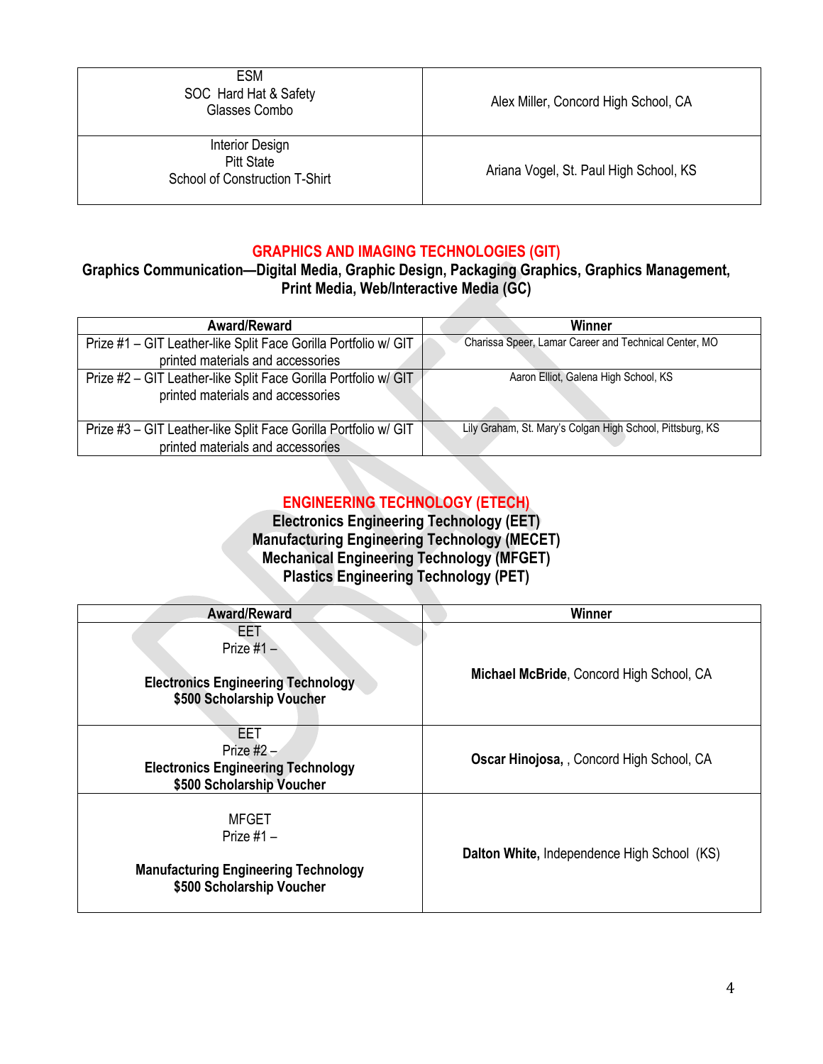| ESM SOC Hard Hat & Safety Glasses Combo | Alex Miller, Concord High School, CA |
|---|---|
| Interior Design Pitt State School of Construction T-Shirt | Ariana Vogel, St. Paul High School, KS |

## GRAPHICS AND IMAGING TECHNOLOGIES (GIT)

### Graphics Communication—Digital Media, Graphic Design, Packaging Graphics, Graphics Management, Print Media, Web/Interactive Media (GC)

| Award/Reward | Winner |
|---|---|
| Prize #1 – GIT Leather-like Split Face Gorilla Portfolio w/ GIT printed materials and accessories | Charissa Speer, Lamar Career and Technical Center, MO |
| Prize #2 – GIT Leather-like Split Face Gorilla Portfolio w/ GIT printed materials and accessories | Aaron Elliot, Galena High School, KS |
| Prize #3 – GIT Leather-like Split Face Gorilla Portfolio w/ GIT printed materials and accessories | Lily Graham, St. Mary's Colgan High School, Pittsburg, KS |

## ENGINEERING TECHNOLOGY (ETECH)

### Electronics Engineering Technology (EET)
### Manufacturing Engineering Technology (MECET)
### Mechanical Engineering Technology (MFGET)
### Plastics Engineering Technology (PET)

| Award/Reward | Winner |
|---|---|
| EET Prize #1 – **Electronics Engineering Technology $500 Scholarship Voucher** | **Michael McBride**, Concord High School, CA |
| EET Prize #2 – **Electronics Engineering Technology $500 Scholarship Voucher** | **Oscar Hinojosa**, , Concord High School, CA |
| MFGET Prize #1 – **Manufacturing Engineering Technology $500 Scholarship Voucher** | **Dalton White,** Independence High School (KS) |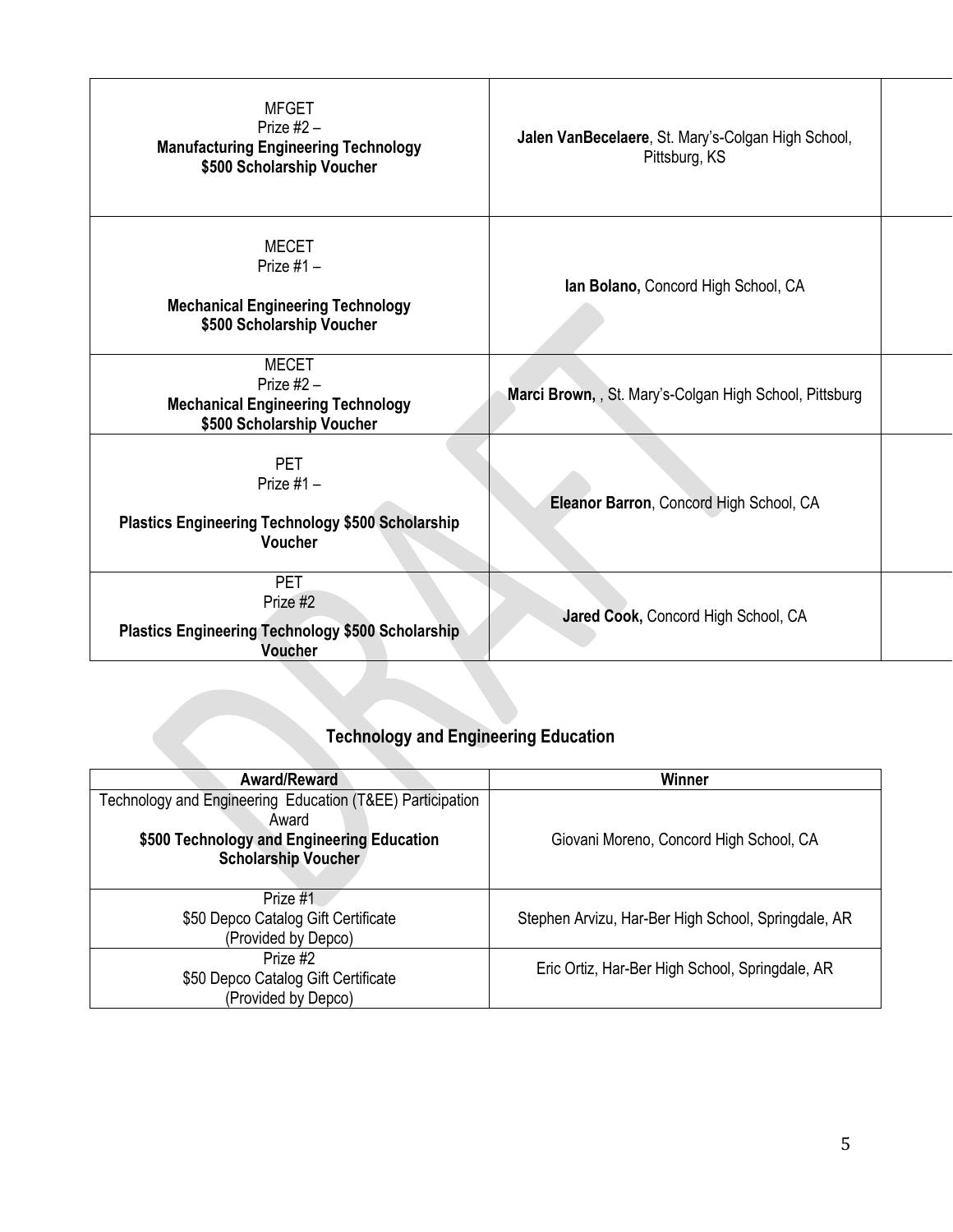| | | |
|---|---|---|
| MFGET<br>Prize #2 –<br>**Manufacturing Engineering Technology**<br>**$500 Scholarship Voucher** | **Jalen VanBecelaere**, St. Mary's-Colgan High School, Pittsburg, KS | |
| MECET<br>Prize #1 –<br><br>**Mechanical Engineering Technology**<br>**$500 Scholarship Voucher** | **Ian Bolano,** Concord High School, CA | |
| MECET<br>Prize #2 –<br>**Mechanical Engineering Technology**<br>**$500 Scholarship Voucher** | **Marci Brown,** , St. Mary's-Colgan High School, Pittsburg | |
| PET<br>Prize #1 –<br><br>**Plastics Engineering Technology $500 Scholarship Voucher** | **Eleanor Barron**, Concord High School, CA | |
| PET<br>Prize #2<br><br>**Plastics Engineering Technology $500 Scholarship Voucher** | **Jared Cook,** Concord High School, CA | |

## Technology and Engineering Education

| Award/Reward | Winner |
|---|---|
| Technology and Engineering Education (T&EE) Participation Award<br>**$500 Technology and Engineering Education Scholarship Voucher** | Giovani Moreno, Concord High School, CA |
| Prize #1<br>$50 Depco Catalog Gift Certificate<br>(Provided by Depco) | Stephen Arvizu, Har-Ber High School, Springdale, AR |
| Prize #2<br>$50 Depco Catalog Gift Certificate<br>(Provided by Depco) | Eric Ortiz, Har-Ber High School, Springdale, AR |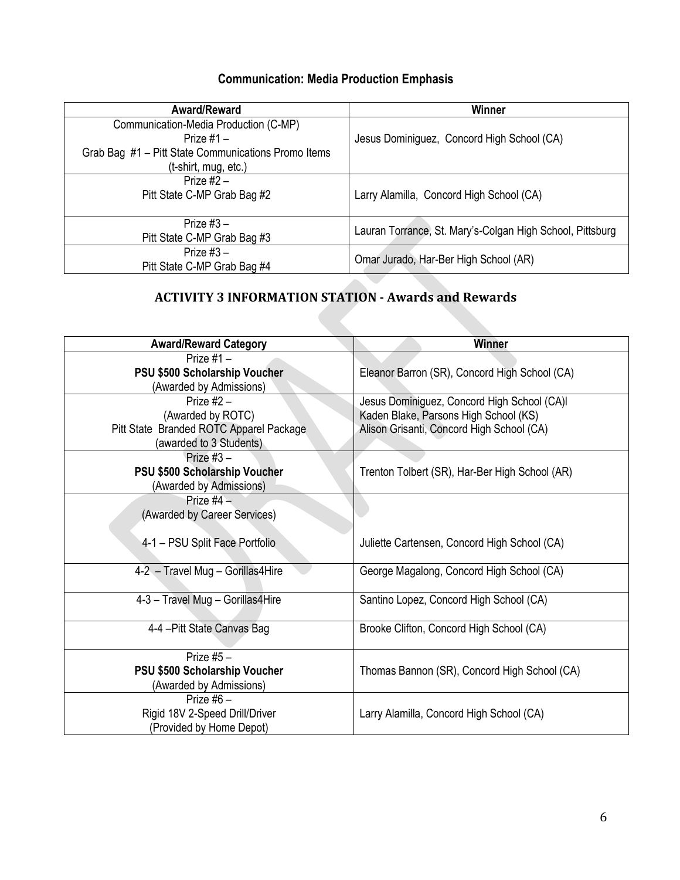## Communication: Media Production Emphasis

| Award/Reward | Winner |
|---|---|
| Communication-Media Production (C-MP) Prize #1 – Grab Bag #1 – Pitt State Communications Promo Items (t-shirt, mug, etc.) | Jesus Dominiguez, Concord High School (CA) |
| Prize #2 – Pitt State C-MP Grab Bag #2 | Larry Alamilla, Concord High School (CA) |
| Prize #3 – Pitt State C-MP Grab Bag #3 | Lauran Torrance, St. Mary's-Colgan High School, Pittsburg |
| Prize #3 – Pitt State C-MP Grab Bag #4 | Omar Jurado, Har-Ber High School (AR) |

## ACTIVITY 3 INFORMATION STATION - Awards and Rewards

| Award/Reward Category | Winner |
|---|---|
| Prize #1 – **PSU $500 Scholarship Voucher** (Awarded by Admissions) | Eleanor Barron (SR), Concord High School (CA) |
| Prize #2 – (Awarded by ROTC) Pitt State Branded ROTC Apparel Package (awarded to 3 Students) | Jesus Dominiguez, Concord High School (CA)l<br>Kaden Blake, Parsons High School (KS)<br>Alison Grisanti, Concord High School (CA) |
| Prize #3 – **PSU $500 Scholarship Voucher** (Awarded by Admissions) | Trenton Tolbert (SR), Har-Ber High School (AR) |
| Prize #4 – (Awarded by Career Services)<br><br>4-1 – PSU Split Face Portfolio | Juliette Cartensen, Concord High School (CA) |
| 4-2 – Travel Mug – Gorillas4Hire | George Magalong, Concord High School (CA) |
| 4-3 – Travel Mug – Gorillas4Hire | Santino Lopez, Concord High School (CA) |
| 4-4 –Pitt State Canvas Bag | Brooke Clifton, Concord High School (CA) |
| Prize #5 – **PSU $500 Scholarship Voucher** (Awarded by Admissions) | Thomas Bannon (SR), Concord High School (CA) |
| Prize #6 – Rigid 18V 2-Speed Drill/Driver (Provided by Home Depot) | Larry Alamilla, Concord High School (CA) |